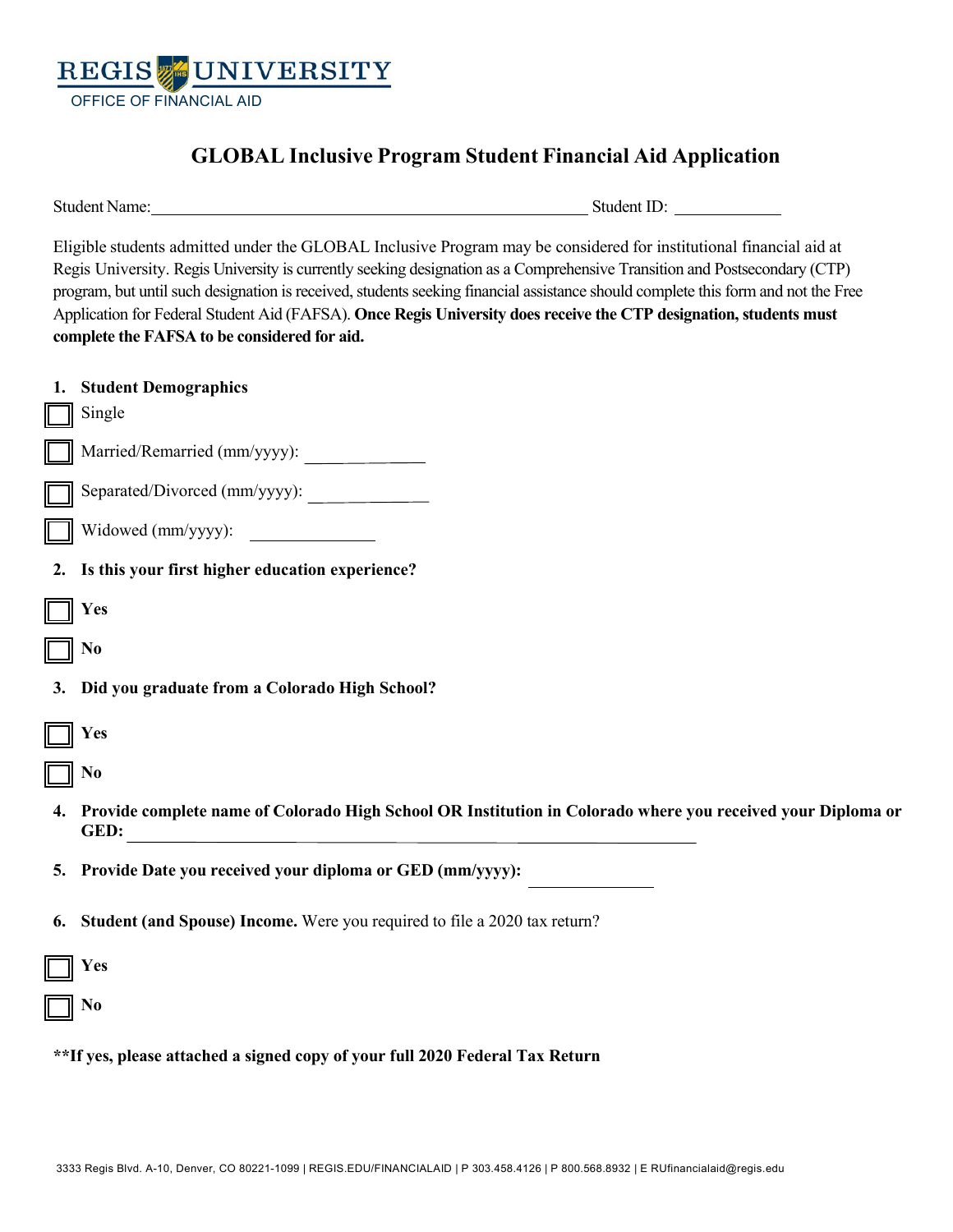REGIS UNIVERSITY
OFFICE OF FINANCIAL AID

# GLOBAL Inclusive Program Student Financial Aid Application

Student Name:\_\_\_\_\_\_\_\_\_\_\_\_\_\_\_\_\_\_\_\_\_\_\_\_\_\_\_\_\_\_\_\_\_\_\_\_\_\_\_\_ Student ID: \_\_\_\_\_\_\_\_\_\_

Eligible students admitted under the GLOBAL Inclusive Program may be considered for institutional financial aid at Regis University. Regis University is currently seeking designation as a Comprehensive Transition and Postsecondary (CTP) program, but until such designation is received, students seeking financial assistance should complete this form and not the Free Application for Federal Student Aid (FAFSA). **Once Regis University does receive the CTP designation, students must complete the FAFSA to be considered for aid.**

1. **Student Demographics**

☐ Single

☐ Married/Remarried (mm/yyyy): \_\_\_\_\_\_\_\_\_\_

☐ Separated/Divorced (mm/yyyy): \_\_\_\_\_\_\_\_\_\_

☐ Widowed (mm/yyyy): \_\_\_\_\_\_\_\_\_\_

2. **Is this your first higher education experience?**

☐ **Yes**

☐ **No**

3. **Did you graduate from a Colorado High School?**

☐ **Yes**

☐ **No**

4. **Provide complete name of Colorado High School OR Institution in Colorado where you received your Diploma or GED:** \_\_\_\_\_\_\_\_\_\_\_\_\_\_\_\_\_\_\_\_\_\_\_\_\_\_\_\_\_\_\_\_\_\_\_\_\_\_\_\_

5. **Provide Date you received your diploma or GED (mm/yyyy):** \_\_\_\_\_\_\_\_\_\_

6. **Student (and Spouse) Income.** Were you required to file a 2020 tax return?

☐ **Yes**

☐ **No**

**\*\*If yes, please attached a signed copy of your full 2020 Federal Tax Return**

3333 Regis Blvd. A-10, Denver, CO 80221-1099 | REGIS.EDU/FINANCIALAID | P 303.458.4126 | P 800.568.8932 | E RUfinancialaid@regis.edu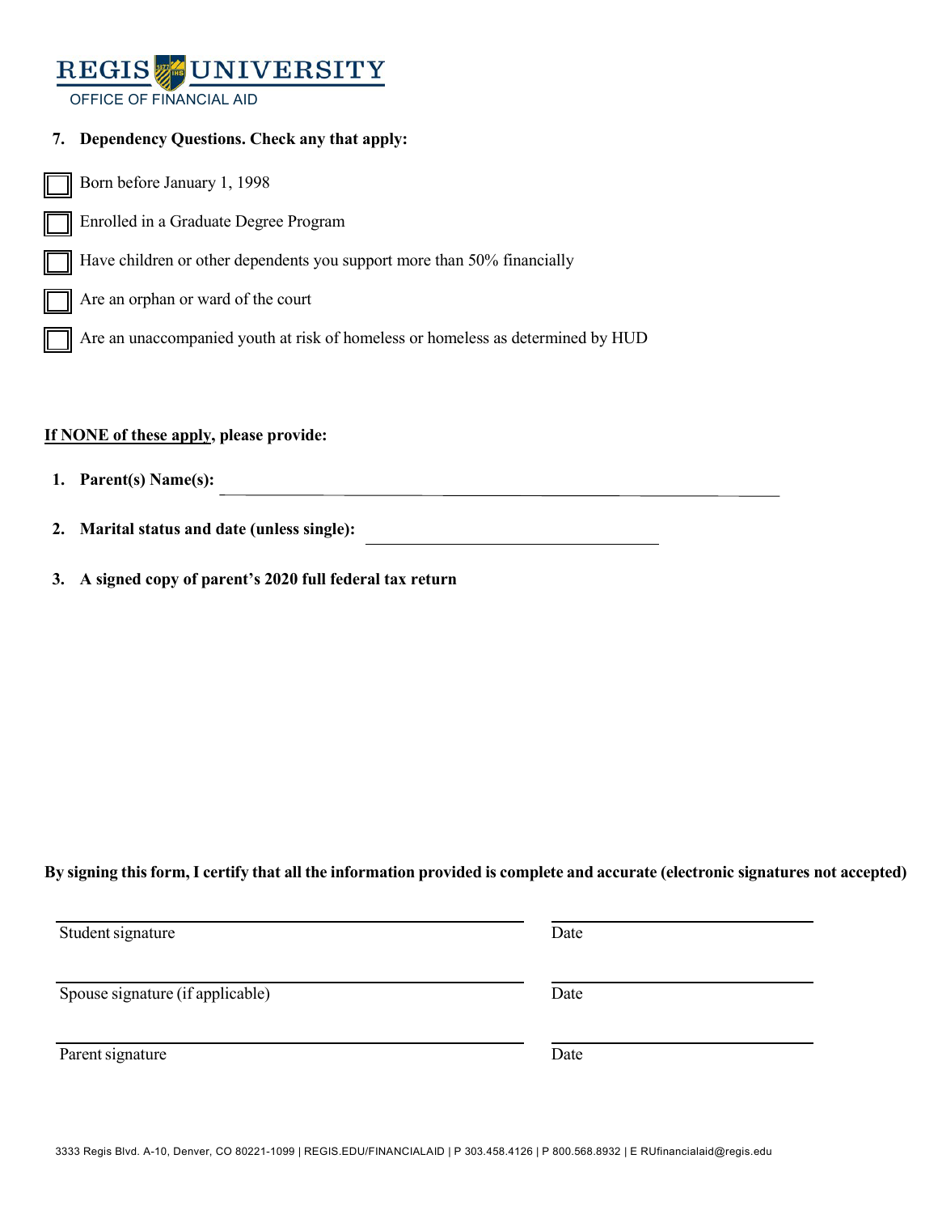REGIS UNIVERSITY
OFFICE OF FINANCIAL AID

7. **Dependency Questions. Check any that apply:**

- ☐ Born before January 1, 1998
- ☐ Enrolled in a Graduate Degree Program
- ☐ Have children or other dependents you support more than 50% financially
- ☐ Are an orphan or ward of the court
- ☐ Are an unaccompanied youth at risk of homeless or homeless as determined by HUD

**<u>If NONE of these apply</u>, please provide:**

1. **Parent(s) Name(s):** ______________________________
2. **Marital status and date (unless single):** ______________________
3. **A signed copy of parent's 2020 full federal tax return**

**By signing this form, I certify that all the information provided is complete and accurate (electronic signatures not accepted)**

| | |
|---|---|
| Student signature | Date |
| Spouse signature (if applicable) | Date |
| Parent signature | Date |

3333 Regis Blvd. A-10, Denver, CO 80221-1099 | REGIS.EDU/FINANCIALAID | P 303.458.4126 | P 800.568.8932 | E RUfinancialaid@regis.edu